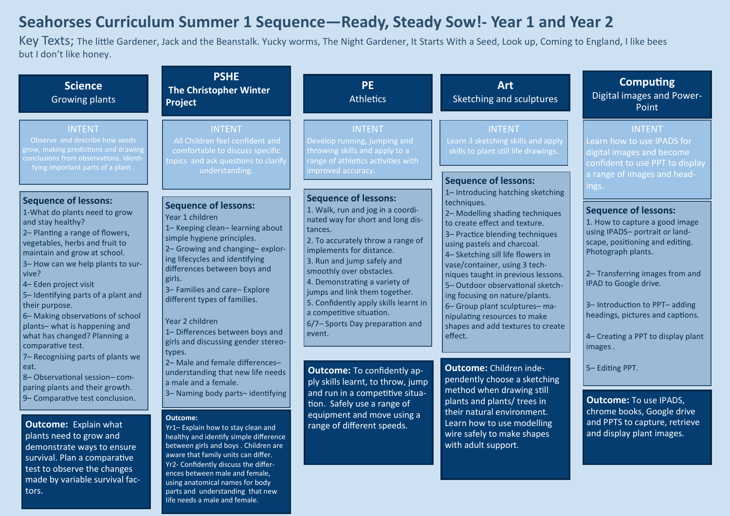# Seahorses Curriculum Summer 1 Sequence—Ready, Steady Sow!- Year 1 and Year 2

Key Texts; The little Gardener, Jack and the Beanstalk. Yucky worms, The Night Gardener, It Starts With a Seed, Look up, Coming to England, I like bees but I don't like honey.

## Science
Growing plants

### INTENT
Observe and describe how seeds grow, making predictions and drawing conclusions from observations. Identifying important parts of a plant .

### Sequence of lessons:
1-What do plants need to grow and stay healthy?
2– Planting a range of flowers, vegetables, herbs and fruit to maintain and grow at school.
3– How can we help plants to survive?
4– Eden project visit
5– Identifying parts of a plant and their purpose.
6– Making observations of school plants– what is happening and what has changed? Planning a comparative test.
7– Recognising parts of plants we eat.
8– Observational session– comparing plants and their growth.
9– Comparative test conclusion.

**Outcome:** Explain what plants need to grow and demonstrate ways to ensure survival. Plan a comparative test to observe the changes made by variable survival factors.

## PSHE
**The Christopher Winter Project**

### INTENT
All Children feel confident and comfortable to discuss specific topics and ask questions to clarify understanding.

### Sequence of lessons:
Year 1 children
1– Keeping clean– learning about simple hygiene principles.
2– Growing and changing– exploring lifecycles and identifying differences between boys and girls.
3– Families and care– Explore different types of families.

Year 2 children
1– Differences between boys and girls and discussing gender stereotypes.
2– Male and female differences– understanding that new life needs a male and a female.
3– Naming body parts– identifying

**Outcome:**
Yr1– Explain how to stay clean and healthy and identify simple difference between girls and boys . Children are aware that family units can differ.
Yr2- Confidently discuss the differences between male and female, using anatomical names for body parts and understanding that new life needs a male and female.

## PE
Athletics

### INTENT
Develop running, jumping and throwing skills and apply to a range of athletics activities with improved accuracy.

### Sequence of lessons:
1. Walk, run and jog in a coordinated way for short and long distances.
2. To accurately throw a range of implements for distance.
3. Run and jump safely and smoothly over obstacles.
4. Demonstrating a variety of jumps and link them together.
5. Confidently apply skills learnt in a competitive situation.
6/7– Sports Day preparation and event.

**Outcome:** To confidently apply skills learnt, to throw, jump and run in a competitive situation. Safely use a range of equipment and move using a range of different speeds.

## Art
Sketching and sculptures

### INTENT
Learn 3 sketching skills and apply skills to plant still life drawings.

### Sequence of lessons:
1– Introducing hatching sketching techniques.
2– Modelling shading techniques to create effect and texture.
3– Practice blending techniques using pastels and charcoal.
4– Sketching sill life flowers in vase/container, using 3 techniques taught in previous lessons.
5– Outdoor observational sketching focusing on nature/plants.
6– Group plant sculptures– manipulating resources to make shapes and add textures to create effect.

**Outcome:** Children independently choose a sketching method when drawing still plants and plants/ trees in their natural environment. Learn how to use modelling wire safely to make shapes with adult support.

## Computing
Digital images and Power-Point

### INTENT
Learn how to use IPADS for digital images and become confident to use PPT to display a range of images and headings.

### Sequence of lessons:
1. How to capture a good image using IPADS– portrait or landscape, positioning and editing. Photograph plants.

2– Transferring images from and IPAD to Google drive.

3– Introduction to PPT– adding headings, pictures and captions.

4– Creating a PPT to display plant images .

5– Editing PPT.

**Outcome:** To use IPADS, chrome books, Google drive and PPTS to capture, retrieve and display plant images.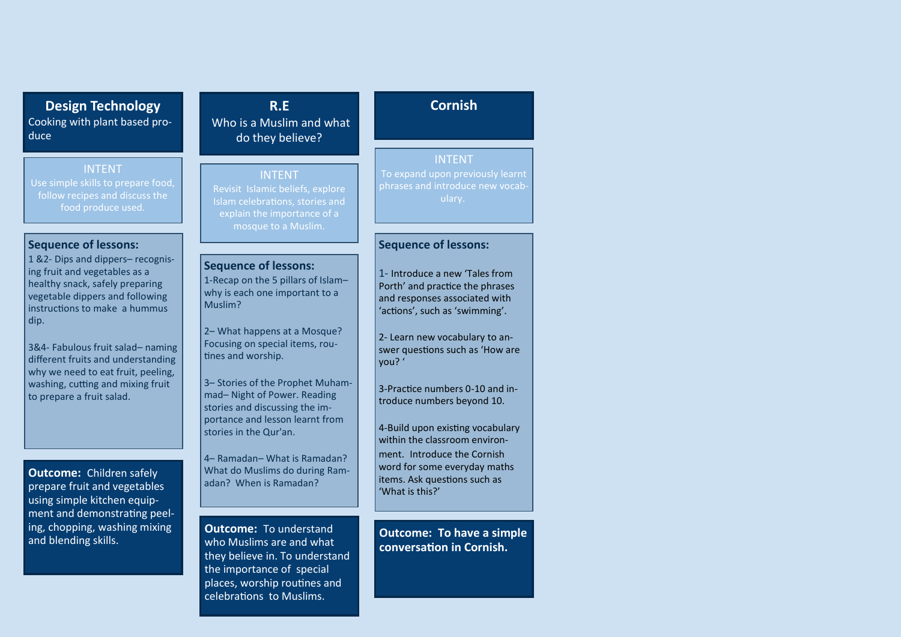## Design Technology

Cooking with plant based produce

### INTENT

Use simple skills to prepare food, follow recipes and discuss the food produce used.

### Sequence of lessons:

1 &2- Dips and dippers– recognising fruit and vegetables as a healthy snack, safely preparing vegetable dippers and following instructions to make a hummus dip.

3&4- Fabulous fruit salad– naming different fruits and understanding why we need to eat fruit, peeling, washing, cutting and mixing fruit to prepare a fruit salad.

**Outcome:** Children safely prepare fruit and vegetables using simple kitchen equipment and demonstrating peeling, chopping, washing mixing and blending skills.

## R.E

Who is a Muslim and what do they believe?

### INTENT

Revisit Islamic beliefs, explore Islam celebrations, stories and explain the importance of a mosque to a Muslim.

### Sequence of lessons:

1-Recap on the 5 pillars of Islam– why is each one important to a Muslim?

2– What happens at a Mosque? Focusing on special items, routines and worship.

3– Stories of the Prophet Muhammad– Night of Power. Reading stories and discussing the importance and lesson learnt from stories in the Qur'an.

4– Ramadan– What is Ramadan? What do Muslims do during Ramadan? When is Ramadan?

**Outcome:** To understand who Muslims are and what they believe in. To understand the importance of special places, worship routines and celebrations to Muslims.

## Cornish

### INTENT

To expand upon previously learnt phrases and introduce new vocabulary.

### Sequence of lessons:

1- Introduce a new 'Tales from Porth' and practice the phrases and responses associated with 'actions', such as 'swimming'.

2- Learn new vocabulary to answer questions such as 'How are you? '

3-Practice numbers 0-10 and introduce numbers beyond 10.

4-Build upon existing vocabulary within the classroom environment. Introduce the Cornish word for some everyday maths items. Ask questions such as 'What is this?'

**Outcome: To have a simple conversation in Cornish.**